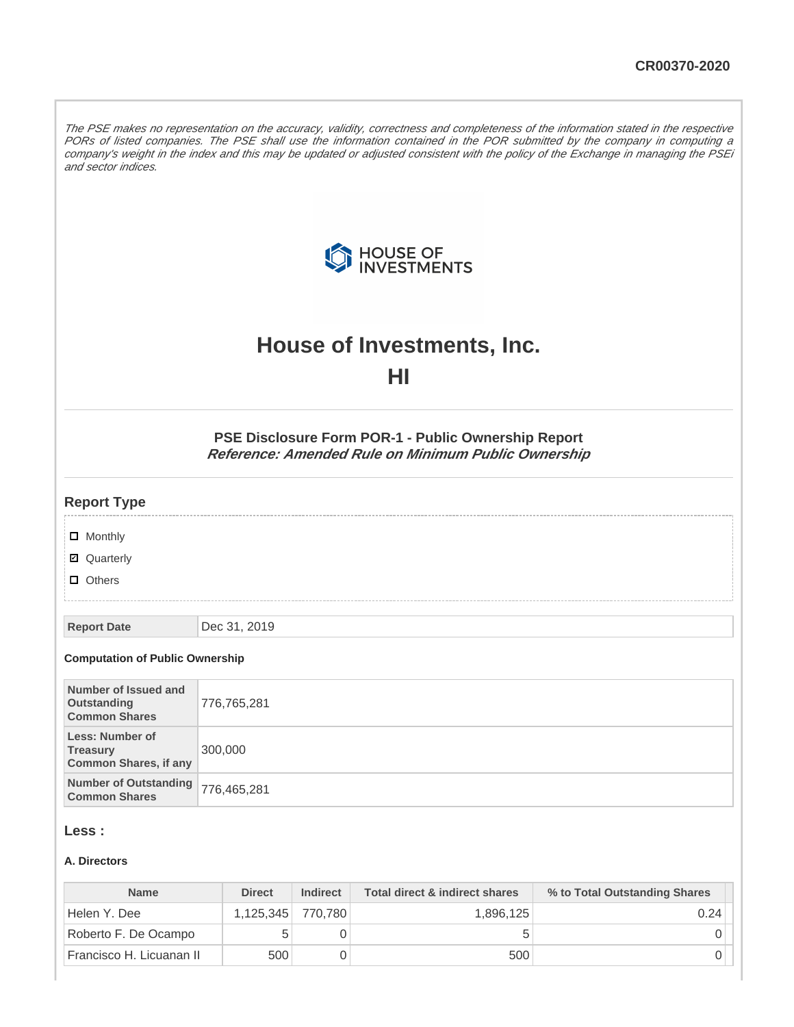CR00370-2020

*The PSE makes no representation on the accuracy, validity, correctness and completeness of the information stated in the respective PORs of listed companies. The PSE shall use the information contained in the POR submitted by the company in computing a company's weight in the index and this may be updated or adjusted consistent with the policy of the Exchange in managing the PSEi and sector indices.*

# House of Investments, Inc.

# HI

### PSE Disclosure Form POR-1 - Public Ownership Report

***Reference: Amended Rule on Minimum Public Ownership***

## Report Type

- ☐ Monthly
- ☑ Quarterly
- ☐ Others

| Report Date | Dec 31, 2019 |
|---|---|

#### Computation of Public Ownership

| Number of Issued and Outstanding Common Shares | 776,765,281 |
|---|---|
| Less: Number of Treasury Common Shares, if any | 300,000 |
| Number of Outstanding Common Shares | 776,465,281 |

## Less :

#### A. Directors

| Name | Direct | Indirect | Total direct & indirect shares | % to Total Outstanding Shares |
|---|---|---|---|---|
| Helen Y. Dee | 1,125,345 | 770,780 | 1,896,125 | 0.24 |
| Roberto F. De Ocampo | 5 | 0 | 5 | 0 |
| Francisco H. Licuanan II | 500 | 0 | 500 | 0 |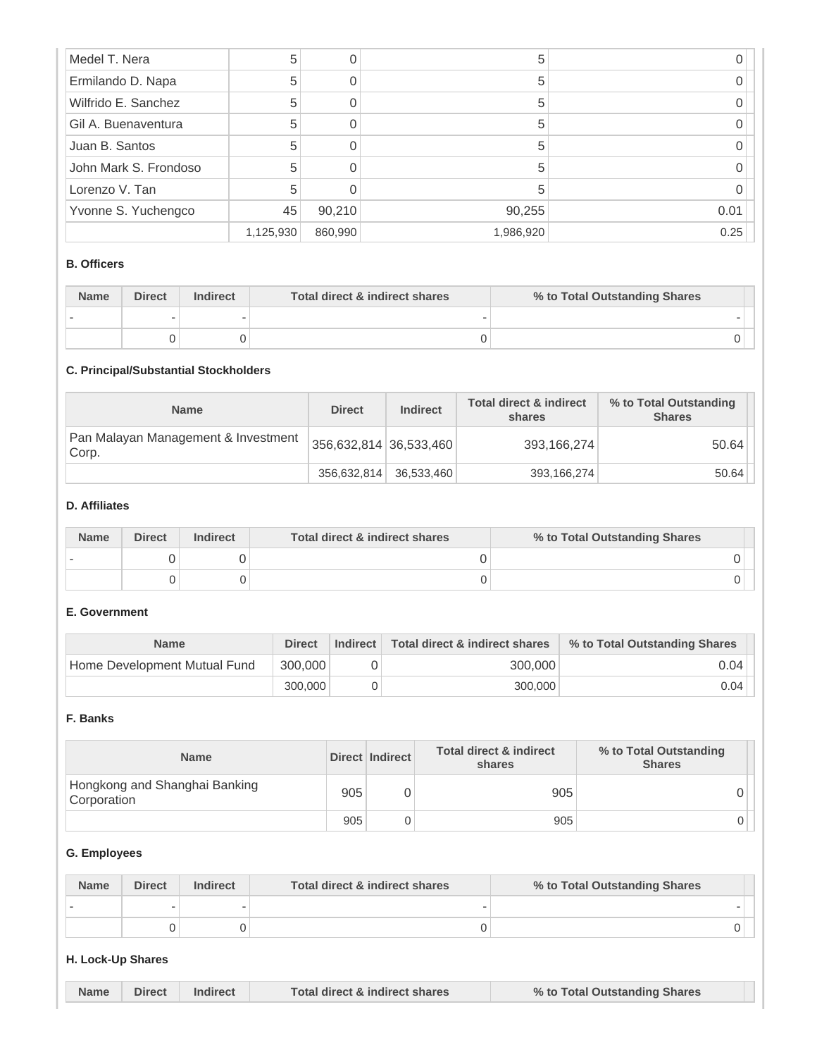| | | | | |
|---|---|---|---|---|
| Medel T. Nera | 5 | 0 | 5 | 0 |
| Ermilando D. Napa | 5 | 0 | 5 | 0 |
| Wilfrido E. Sanchez | 5 | 0 | 5 | 0 |
| Gil A. Buenaventura | 5 | 0 | 5 | 0 |
| Juan B. Santos | 5 | 0 | 5 | 0 |
| John Mark S. Frondoso | 5 | 0 | 5 | 0 |
| Lorenzo V. Tan | 5 | 0 | 5 | 0 |
| Yvonne S. Yuchengco | 45 | 90,210 | 90,255 | 0.01 |
| | 1,125,930 | 860,990 | 1,986,920 | 0.25 |

**B. Officers**

| Name | Direct | Indirect | Total direct & indirect shares | % to Total Outstanding Shares |
|---|---|---|---|---|
| - | - | - | - | - |
| | 0 | 0 | 0 | 0 |

**C. Principal/Substantial Stockholders**

| Name | Direct | Indirect | Total direct & indirect shares | % to Total Outstanding Shares |
|---|---|---|---|---|
| Pan Malayan Management & Investment Corp. | 356,632,814 | 36,533,460 | 393,166,274 | 50.64 |
| | 356,632,814 | 36,533,460 | 393,166,274 | 50.64 |

**D. Affiliates**

| Name | Direct | Indirect | Total direct & indirect shares | % to Total Outstanding Shares |
|---|---|---|---|---|
| - | 0 | 0 | 0 | 0 |
| | 0 | 0 | 0 | 0 |

**E. Government**

| Name | Direct | Indirect | Total direct & indirect shares | % to Total Outstanding Shares |
|---|---|---|---|---|
| Home Development Mutual Fund | 300,000 | 0 | 300,000 | 0.04 |
| | 300,000 | 0 | 300,000 | 0.04 |

**F. Banks**

| Name | Direct | Indirect | Total direct & indirect shares | % to Total Outstanding Shares |
|---|---|---|---|---|
| Hongkong and Shanghai Banking Corporation | 905 | 0 | 905 | 0 |
| | 905 | 0 | 905 | 0 |

**G. Employees**

| Name | Direct | Indirect | Total direct & indirect shares | % to Total Outstanding Shares |
|---|---|---|---|---|
| - | - | - | - | - |
| | 0 | 0 | 0 | 0 |

**H. Lock-Up Shares**

| Name | Direct | Indirect | Total direct & indirect shares | % to Total Outstanding Shares |
|---|---|---|---|---|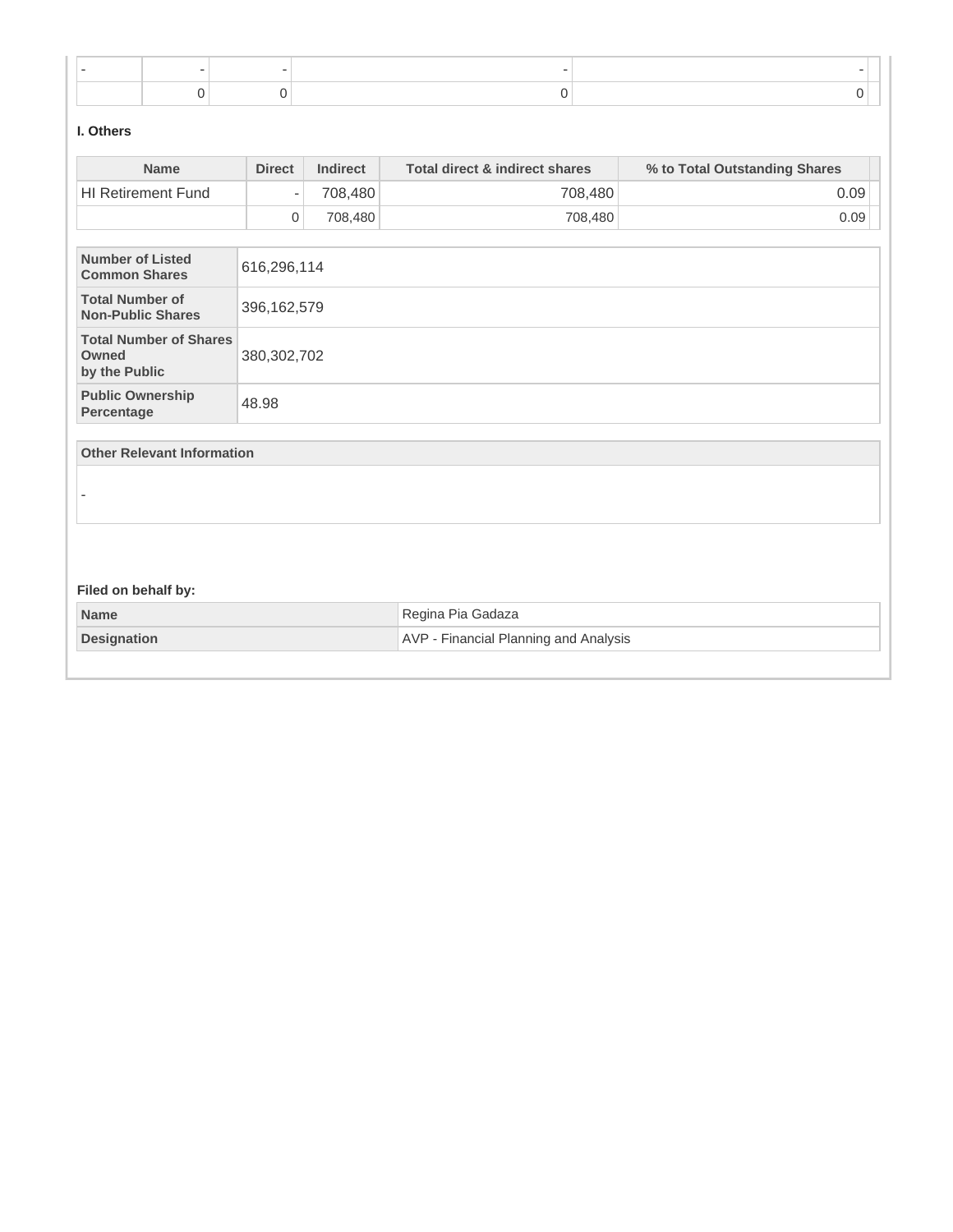| | | | | |
|---|---|---|---|---|
| - | - | - | - | - |
| | 0 | 0 | 0 | 0 |

**I. Others**

| Name | Direct | Indirect | Total direct & indirect shares | % to Total Outstanding Shares |
|---|---|---|---|---|
| HI Retirement Fund | - | 708,480 | 708,480 | 0.09 |
| | 0 | 708,480 | 708,480 | 0.09 |

| | |
|---|---|
| **Number of Listed Common Shares** | 616,296,114 |
| **Total Number of Non-Public Shares** | 396,162,579 |
| **Total Number of Shares Owned by the Public** | 380,302,702 |
| **Public Ownership Percentage** | 48.98 |

| Other Relevant Information |
|---|
| - |

**Filed on behalf by:**

| | |
|---|---|
| **Name** | Regina Pia Gadaza |
| **Designation** | AVP - Financial Planning and Analysis |